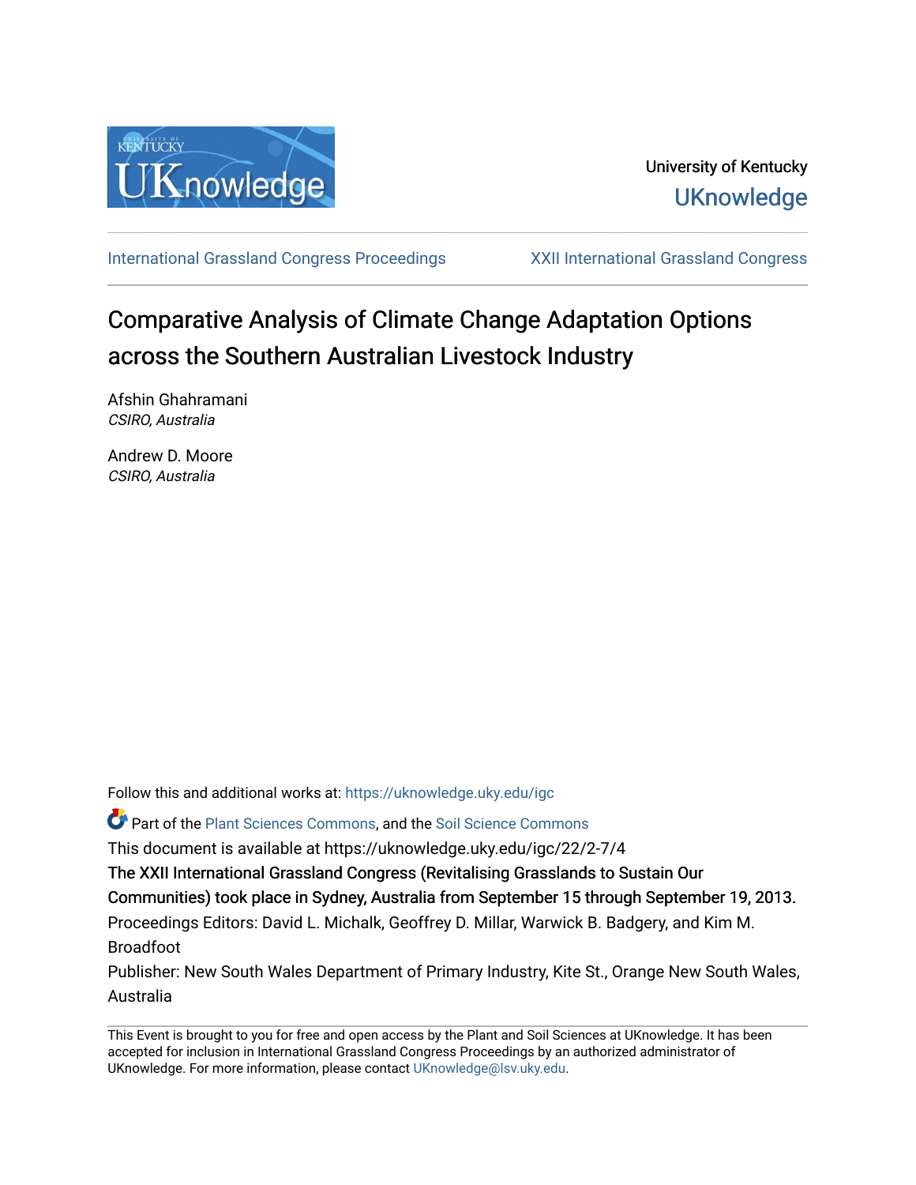University of Kentucky

UKnowledge

International Grassland Congress Proceedings | XXII International Grassland Congress

# Comparative Analysis of Climate Change Adaptation Options across the Southern Australian Livestock Industry

Afshin Ghahramani
*CSIRO, Australia*

Andrew D. Moore
*CSIRO, Australia*

Follow this and additional works at: https://uknowledge.uky.edu/igc

Part of the Plant Sciences Commons, and the Soil Science Commons

This document is available at https://uknowledge.uky.edu/igc/22/2-7/4

The XXII International Grassland Congress (Revitalising Grasslands to Sustain Our Communities) took place in Sydney, Australia from September 15 through September 19, 2013.

Proceedings Editors: David L. Michalk, Geoffrey D. Millar, Warwick B. Badgery, and Kim M. Broadfoot

Publisher: New South Wales Department of Primary Industry, Kite St., Orange New South Wales, Australia

This Event is brought to you for free and open access by the Plant and Soil Sciences at UKnowledge. It has been accepted for inclusion in International Grassland Congress Proceedings by an authorized administrator of UKnowledge. For more information, please contact UKnowledge@lsv.uky.edu.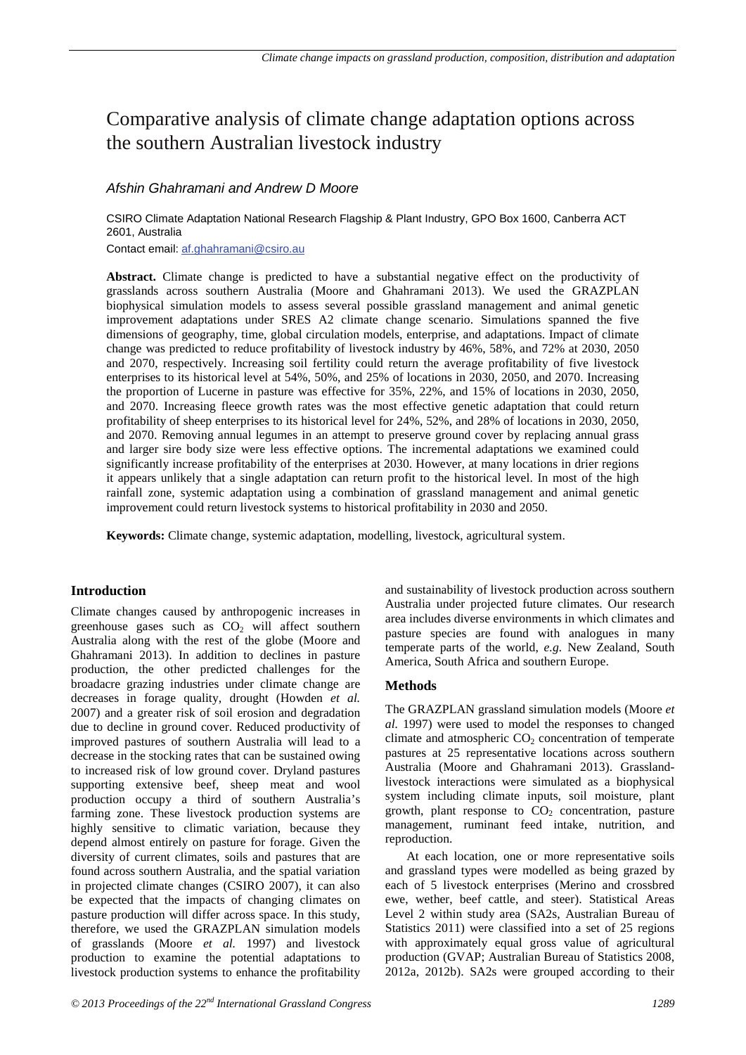# Comparative analysis of climate change adaptation options across the southern Australian livestock industry

*Afshin Ghahramani and Andrew D Moore*

CSIRO Climate Adaptation National Research Flagship & Plant Industry, GPO Box 1600, Canberra ACT 2601, Australia

Contact email: af.ghahramani@csiro.au

**Abstract.** Climate change is predicted to have a substantial negative effect on the productivity of grasslands across southern Australia (Moore and Ghahramani 2013). We used the GRAZPLAN biophysical simulation models to assess several possible grassland management and animal genetic improvement adaptations under SRES A2 climate change scenario. Simulations spanned the five dimensions of geography, time, global circulation models, enterprise, and adaptations. Impact of climate change was predicted to reduce profitability of livestock industry by 46%, 58%, and 72% at 2030, 2050 and 2070, respectively. Increasing soil fertility could return the average profitability of five livestock enterprises to its historical level at 54%, 50%, and 25% of locations in 2030, 2050, and 2070. Increasing the proportion of Lucerne in pasture was effective for 35%, 22%, and 15% of locations in 2030, 2050, and 2070. Increasing fleece growth rates was the most effective genetic adaptation that could return profitability of sheep enterprises to its historical level for 24%, 52%, and 28% of locations in 2030, 2050, and 2070. Removing annual legumes in an attempt to preserve ground cover by replacing annual grass and larger sire body size were less effective options. The incremental adaptations we examined could significantly increase profitability of the enterprises at 2030. However, at many locations in drier regions it appears unlikely that a single adaptation can return profit to the historical level. In most of the high rainfall zone, systemic adaptation using a combination of grassland management and animal genetic improvement could return livestock systems to historical profitability in 2030 and 2050.

**Keywords:** Climate change, systemic adaptation, modelling, livestock, agricultural system.

## Introduction

Climate changes caused by anthropogenic increases in greenhouse gases such as $CO_2$ will affect southern Australia along with the rest of the globe (Moore and Ghahramani 2013). In addition to declines in pasture production, the other predicted challenges for the broadacre grazing industries under climate change are decreases in forage quality, drought (Howden *et al.* 2007) and a greater risk of soil erosion and degradation due to decline in ground cover. Reduced productivity of improved pastures of southern Australia will lead to a decrease in the stocking rates that can be sustained owing to increased risk of low ground cover. Dryland pastures supporting extensive beef, sheep meat and wool production occupy a third of southern Australia's farming zone. These livestock production systems are highly sensitive to climatic variation, because they depend almost entirely on pasture for forage. Given the diversity of current climates, soils and pastures that are found across southern Australia, and the spatial variation in projected climate changes (CSIRO 2007), it can also be expected that the impacts of changing climates on pasture production will differ across space. In this study, therefore, we used the GRAZPLAN simulation models of grasslands (Moore *et al.* 1997) and livestock production to examine the potential adaptations to livestock production systems to enhance the profitability and sustainability of livestock production across southern Australia under projected future climates. Our research area includes diverse environments in which climates and pasture species are found with analogues in many temperate parts of the world, *e.g.* New Zealand, South America, South Africa and southern Europe.

## Methods

The GRAZPLAN grassland simulation models (Moore *et al.* 1997) were used to model the responses to changed climate and atmospheric $CO_2$ concentration of temperate pastures at 25 representative locations across southern Australia (Moore and Ghahramani 2013). Grassland-livestock interactions were simulated as a biophysical system including climate inputs, soil moisture, plant growth, plant response to $CO_2$ concentration, pasture management, ruminant feed intake, nutrition, and reproduction.

At each location, one or more representative soils and grassland types were modelled as being grazed by each of 5 livestock enterprises (Merino and crossbred ewe, wether, beef cattle, and steer). Statistical Areas Level 2 within study area (SA2s, Australian Bureau of Statistics 2011) were classified into a set of 25 regions with approximately equal gross value of agricultural production (GVAP; Australian Bureau of Statistics 2008, 2012a, 2012b). SA2s were grouped according to their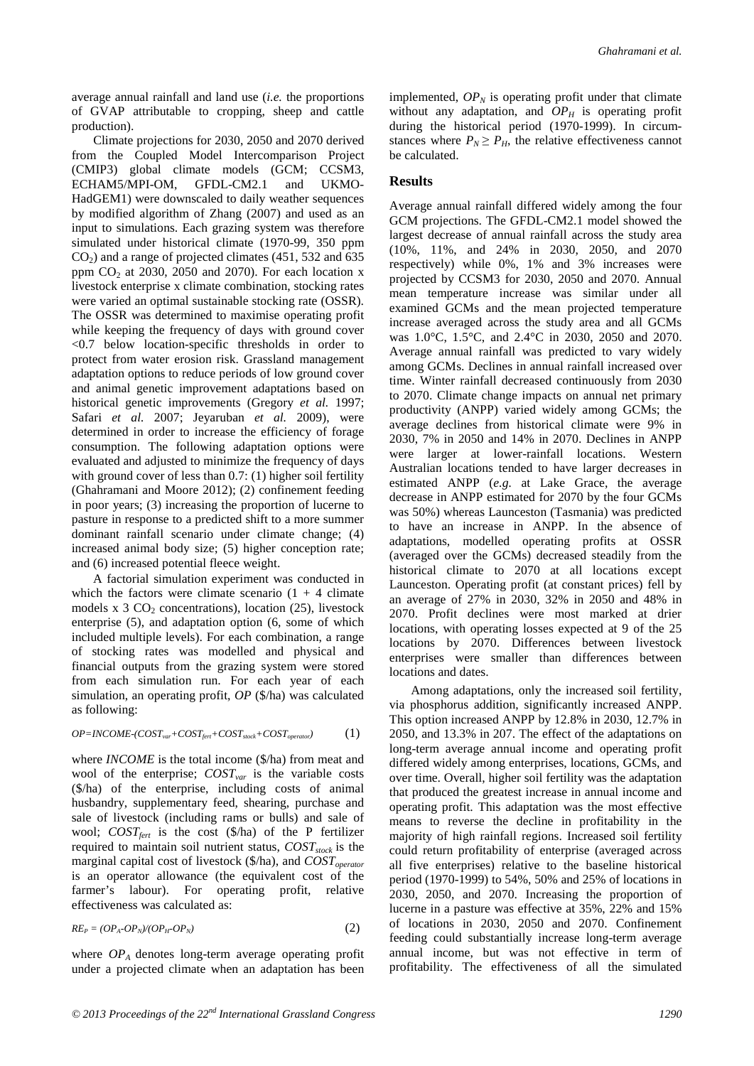average annual rainfall and land use (*i.e.* the proportions of GVAP attributable to cropping, sheep and cattle production).

Climate projections for 2030, 2050 and 2070 derived from the Coupled Model Intercomparison Project (CMIP3) global climate models (GCM; CCSM3, ECHAM5/MPI-OM, GFDL-CM2.1 and UKMO-HadGEM1) were downscaled to daily weather sequences by modified algorithm of Zhang (2007) and used as an input to simulations. Each grazing system was therefore simulated under historical climate (1970-99, 350 ppm $CO_2$) and a range of projected climates (451, 532 and 635 ppm $CO_2$ at 2030, 2050 and 2070). For each location x livestock enterprise x climate combination, stocking rates were varied an optimal sustainable stocking rate (OSSR). The OSSR was determined to maximise operating profit while keeping the frequency of days with ground cover <0.7 below location-specific thresholds in order to protect from water erosion risk. Grassland management adaptation options to reduce periods of low ground cover and animal genetic improvement adaptations based on historical genetic improvements (Gregory *et al.* 1997; Safari *et al.* 2007; Jeyaruban *et al.* 2009), were determined in order to increase the efficiency of forage consumption. The following adaptation options were evaluated and adjusted to minimize the frequency of days with ground cover of less than 0.7: (1) higher soil fertility (Ghahramani and Moore 2012); (2) confinement feeding in poor years; (3) increasing the proportion of lucerne to pasture in response to a predicted shift to a more summer dominant rainfall scenario under climate change; (4) increased animal body size; (5) higher conception rate; and (6) increased potential fleece weight.

A factorial simulation experiment was conducted in which the factors were climate scenario (1 + 4 climate models x 3 $CO_2$ concentrations), location (25), livestock enterprise (5), and adaptation option (6, some of which included multiple levels). For each combination, a range of stocking rates was modelled and physical and financial outputs from the grazing system were stored from each simulation run. For each year of each simulation, an operating profit, *OP* (\$/ha) was calculated as following:

$$OP = INCOME - (COST_{var} + COST_{fert} + COST_{stock} + COST_{operator}) \qquad (1)$$

where *INCOME* is the total income (\$/ha) from meat and wool of the enterprise; $COST_{var}$ is the variable costs (\$/ha) of the enterprise, including costs of animal husbandry, supplementary feed, shearing, purchase and sale of livestock (including rams or bulls) and sale of wool; $COST_{fert}$ is the cost (\$/ha) of the P fertilizer required to maintain soil nutrient status, $COST_{stock}$ is the marginal capital cost of livestock (\$/ha), and $COST_{operator}$ is an operator allowance (the equivalent cost of the farmer's labour). For operating profit, relative effectiveness was calculated as:

$$RE_P = (OP_A - OP_N)/(OP_H - OP_N) \qquad (2)$$

where $OP_A$ denotes long-term average operating profit under a projected climate when an adaptation has been implemented, $OP_N$ is operating profit under that climate without any adaptation, and $OP_H$ is operating profit during the historical period (1970-1999). In circumstances where $P_N \geq P_H$, the relative effectiveness cannot be calculated.

## Results

Average annual rainfall differed widely among the four GCM projections. The GFDL-CM2.1 model showed the largest decrease of annual rainfall across the study area (10%, 11%, and 24% in 2030, 2050, and 2070 respectively) while 0%, 1% and 3% increases were projected by CCSM3 for 2030, 2050 and 2070. Annual mean temperature increase was similar under all examined GCMs and the mean projected temperature increase averaged across the study area and all GCMs was 1.0°C, 1.5°C, and 2.4°C in 2030, 2050 and 2070. Average annual rainfall was predicted to vary widely among GCMs. Declines in annual rainfall increased over time. Winter rainfall decreased continuously from 2030 to 2070. Climate change impacts on annual net primary productivity (ANPP) varied widely among GCMs; the average declines from historical climate were 9% in 2030, 7% in 2050 and 14% in 2070. Declines in ANPP were larger at lower-rainfall locations. Western Australian locations tended to have larger decreases in estimated ANPP (*e.g.* at Lake Grace, the average decrease in ANPP estimated for 2070 by the four GCMs was 50%) whereas Launceston (Tasmania) was predicted to have an increase in ANPP. In the absence of adaptations, modelled operating profits at OSSR (averaged over the GCMs) decreased steadily from the historical climate to 2070 at all locations except Launceston. Operating profit (at constant prices) fell by an average of 27% in 2030, 32% in 2050 and 48% in 2070. Profit declines were most marked at drier locations, with operating losses expected at 9 of the 25 locations by 2070. Differences between livestock enterprises were smaller than differences between locations and dates.

Among adaptations, only the increased soil fertility, via phosphorus addition, significantly increased ANPP. This option increased ANPP by 12.8% in 2030, 12.7% in 2050, and 13.3% in 207. The effect of the adaptations on long-term average annual income and operating profit differed widely among enterprises, locations, GCMs, and over time. Overall, higher soil fertility was the adaptation that produced the greatest increase in annual income and operating profit. This adaptation was the most effective means to reverse the decline in profitability in the majority of high rainfall regions. Increased soil fertility could return profitability of enterprise (averaged across all five enterprises) relative to the baseline historical period (1970-1999) to 54%, 50% and 25% of locations in 2030, 2050, and 2070. Increasing the proportion of lucerne in a pasture was effective at 35%, 22% and 15% of locations in 2030, 2050 and 2070. Confinement feeding could substantially increase long-term average annual income, but was not effective in term of profitability. The effectiveness of all the simulated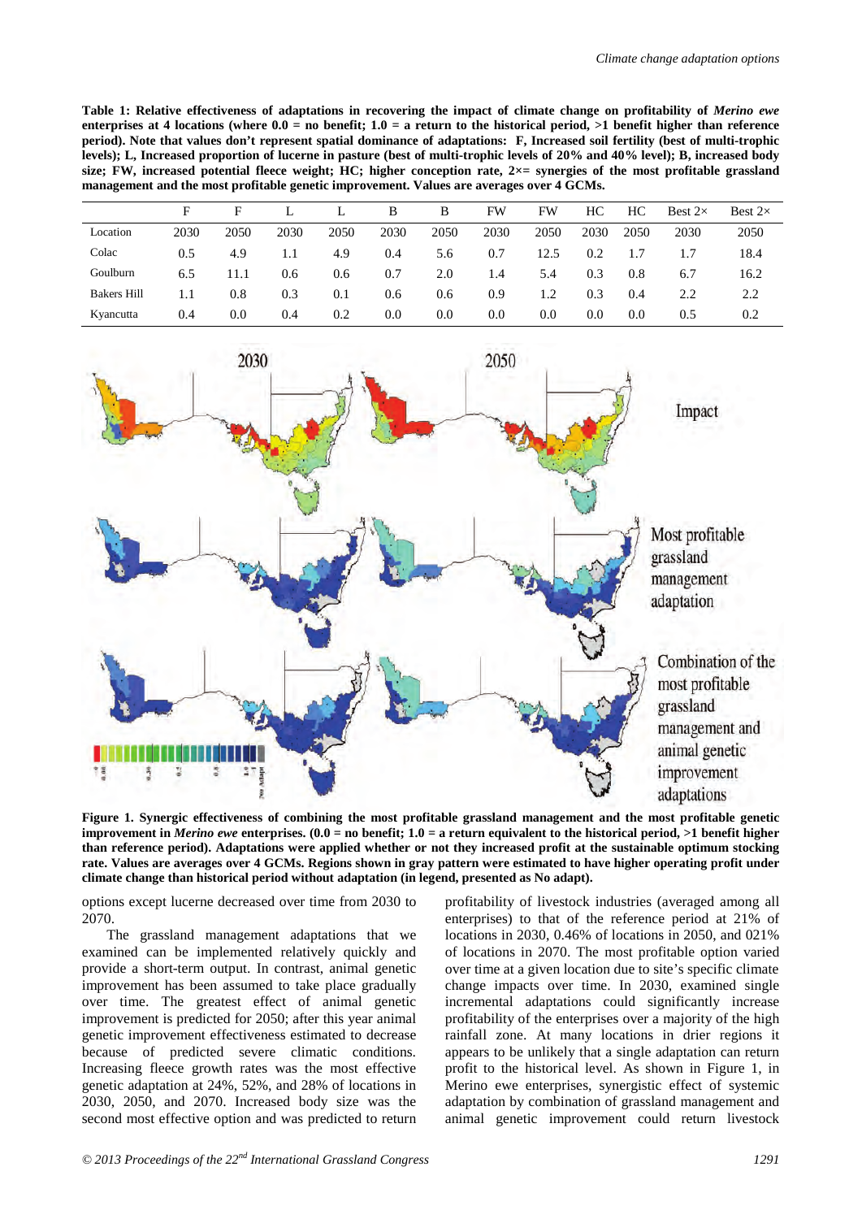**Table 1: Relative effectiveness of adaptations in recovering the impact of climate change on profitability of *Merino ewe* enterprises at 4 locations (where 0.0 = no benefit; 1.0 = a return to the historical period, >1 benefit higher than reference period). Note that values don't represent spatial dominance of adaptations: F, Increased soil fertility (best of multi-trophic levels); L, Increased proportion of lucerne in pasture (best of multi-trophic levels of 20% and 40% level); B, increased body size; FW, increased potential fleece weight; HC; higher conception rate, 2×= synergies of the most profitable grassland management and the most profitable genetic improvement. Values are averages over 4 GCMs.**

| | F | F | L | L | B | B | FW | FW | HC | HC | Best 2× | Best 2× |
|---|---|---|---|---|---|---|---|---|---|---|---|---|
| Location | 2030 | 2050 | 2030 | 2050 | 2030 | 2050 | 2030 | 2050 | 2030 | 2050 | 2030 | 2050 |
| Colac | 0.5 | 4.9 | 1.1 | 4.9 | 0.4 | 5.6 | 0.7 | 12.5 | 0.2 | 1.7 | 1.7 | 18.4 |
| Goulburn | 6.5 | 11.1 | 0.6 | 0.6 | 0.7 | 2.0 | 1.4 | 5.4 | 0.3 | 0.8 | 6.7 | 16.2 |
| Bakers Hill | 1.1 | 0.8 | 0.3 | 0.1 | 0.6 | 0.6 | 0.9 | 1.2 | 0.3 | 0.4 | 2.2 | 2.2 |
| Kyancutta | 0.4 | 0.0 | 0.4 | 0.2 | 0.0 | 0.0 | 0.0 | 0.0 | 0.0 | 0.0 | 0.5 | 0.2 |

**Figure 1. Synergic effectiveness of combining the most profitable grassland management and the most profitable genetic improvement in *Merino ewe* enterprises. (0.0 = no benefit; 1.0 = a return equivalent to the historical period, >1 benefit higher than reference period). Adaptations were applied whether or not they increased profit at the sustainable optimum stocking rate. Values are averages over 4 GCMs. Regions shown in gray pattern were estimated to have higher operating profit under climate change than historical period without adaptation (in legend, presented as No adapt).**

options except lucerne decreased over time from 2030 to 2070.

The grassland management adaptations that we examined can be implemented relatively quickly and provide a short-term output. In contrast, animal genetic improvement has been assumed to take place gradually over time. The greatest effect of animal genetic improvement is predicted for 2050; after this year animal genetic improvement effectiveness estimated to decrease because of predicted severe climatic conditions. Increasing fleece growth rates was the most effective genetic adaptation at 24%, 52%, and 28% of locations in 2030, 2050, and 2070. Increased body size was the second most effective option and was predicted to return profitability of livestock industries (averaged among all enterprises) to that of the reference period at 21% of locations in 2030, 0.46% of locations in 2050, and 021% of locations in 2070. The most profitable option varied over time at a given location due to site's specific climate change impacts over time. In 2030, examined single incremental adaptations could significantly increase profitability of the enterprises over a majority of the high rainfall zone. At many locations in drier regions it appears to be unlikely that a single adaptation can return profit to the historical level. As shown in Figure 1, in Merino ewe enterprises, synergistic effect of systemic adaptation by combination of grassland management and animal genetic improvement could return livestock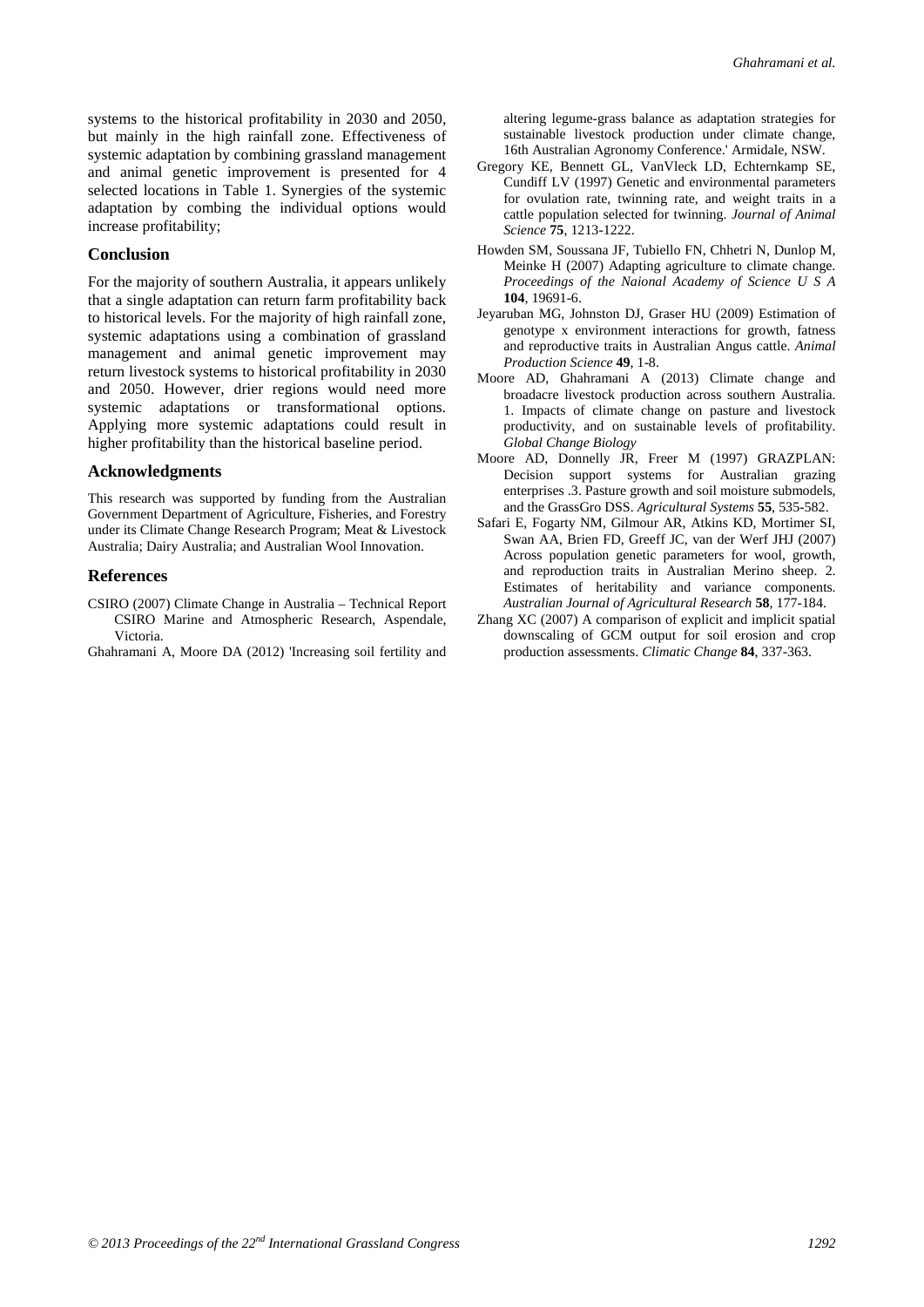systems to the historical profitability in 2030 and 2050, but mainly in the high rainfall zone. Effectiveness of systemic adaptation by combining grassland management and animal genetic improvement is presented for 4 selected locations in Table 1. Synergies of the systemic adaptation by combing the individual options would increase profitability;

## Conclusion

For the majority of southern Australia, it appears unlikely that a single adaptation can return farm profitability back to historical levels. For the majority of high rainfall zone, systemic adaptations using a combination of grassland management and animal genetic improvement may return livestock systems to historical profitability in 2030 and 2050. However, drier regions would need more systemic adaptations or transformational options. Applying more systemic adaptations could result in higher profitability than the historical baseline period.

## Acknowledgments

This research was supported by funding from the Australian Government Department of Agriculture, Fisheries, and Forestry under its Climate Change Research Program; Meat & Livestock Australia; Dairy Australia; and Australian Wool Innovation.

## References

CSIRO (2007) Climate Change in Australia – Technical Report CSIRO Marine and Atmospheric Research, Aspendale, Victoria.

Ghahramani A, Moore DA (2012) 'Increasing soil fertility and altering legume-grass balance as adaptation strategies for sustainable livestock production under climate change, 16th Australian Agronomy Conference.' Armidale, NSW.

Gregory KE, Bennett GL, VanVleck LD, Echternkamp SE, Cundiff LV (1997) Genetic and environmental parameters for ovulation rate, twinning rate, and weight traits in a cattle population selected for twinning. *Journal of Animal Science* **75**, 1213-1222.

Howden SM, Soussana JF, Tubiello FN, Chhetri N, Dunlop M, Meinke H (2007) Adapting agriculture to climate change. *Proceedings of the Naional Academy of Science U S A* **104**, 19691-6.

Jeyaruban MG, Johnston DJ, Graser HU (2009) Estimation of genotype x environment interactions for growth, fatness and reproductive traits in Australian Angus cattle. *Animal Production Science* **49**, 1-8.

Moore AD, Ghahramani A (2013) Climate change and broadacre livestock production across southern Australia. 1. Impacts of climate change on pasture and livestock productivity, and on sustainable levels of profitability. *Global Change Biology*

Moore AD, Donnelly JR, Freer M (1997) GRAZPLAN: Decision support systems for Australian grazing enterprises .3. Pasture growth and soil moisture submodels, and the GrassGro DSS. *Agricultural Systems* **55**, 535-582.

Safari E, Fogarty NM, Gilmour AR, Atkins KD, Mortimer SI, Swan AA, Brien FD, Greeff JC, van der Werf JHJ (2007) Across population genetic parameters for wool, growth, and reproduction traits in Australian Merino sheep. 2. Estimates of heritability and variance components. *Australian Journal of Agricultural Research* **58**, 177-184.

Zhang XC (2007) A comparison of explicit and implicit spatial downscaling of GCM output for soil erosion and crop production assessments. *Climatic Change* **84**, 337-363.